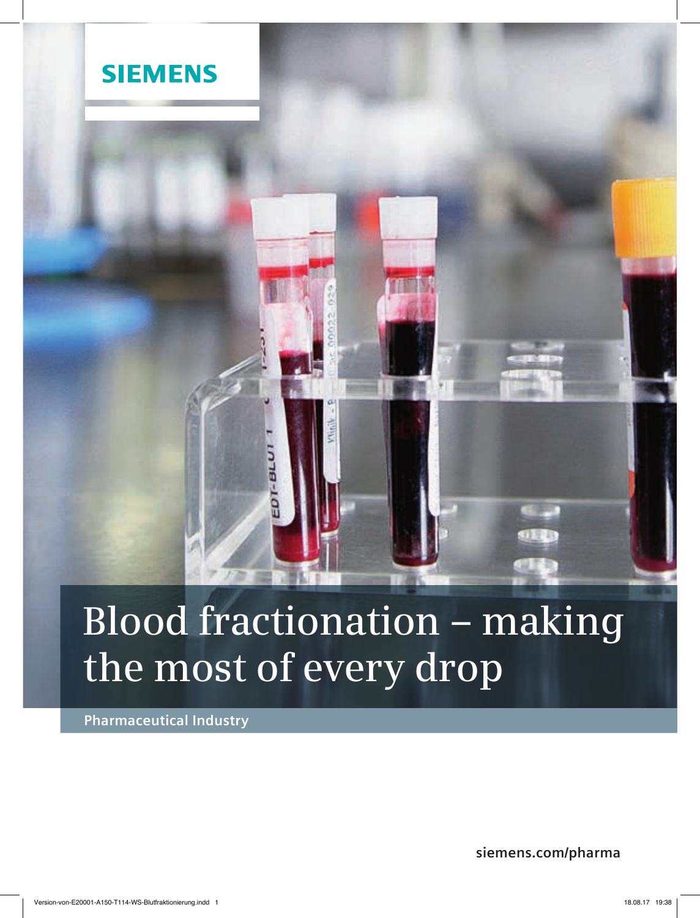SIEMENS

# Blood fractionation – making the most of every drop

Pharmaceutical Industry

siemens.com/pharma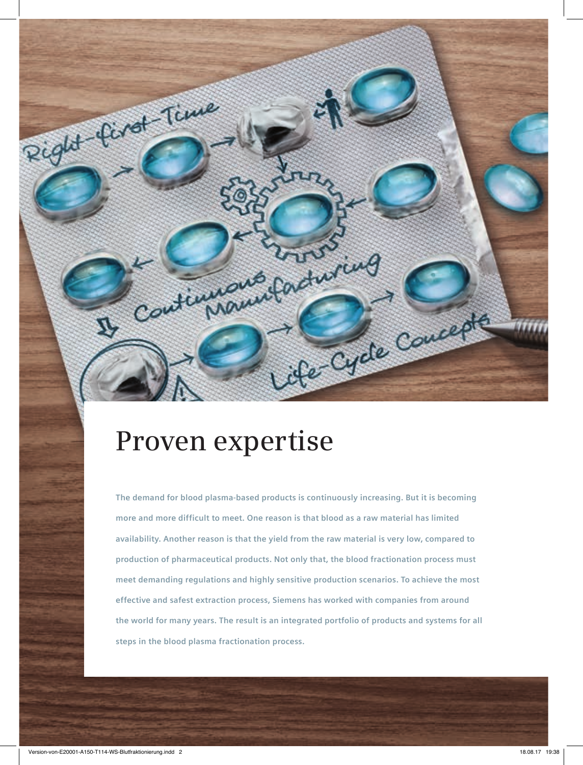# Proven expertise

**The demand for blood plasma-based products is continuously increasing. But it is becoming more and more difficult to meet. One reason is that blood as a raw material has limited availability. Another reason is that the yield from the raw material is very low, compared to production of pharmaceutical products. Not only that, the blood fractionation process must meet demanding regulations and highly sensitive production scenarios. To achieve the most effective and safest extraction process, Siemens has worked with companies from around the world for many years. The result is an integrated portfolio of products and systems for all steps in the blood plasma fractionation process.**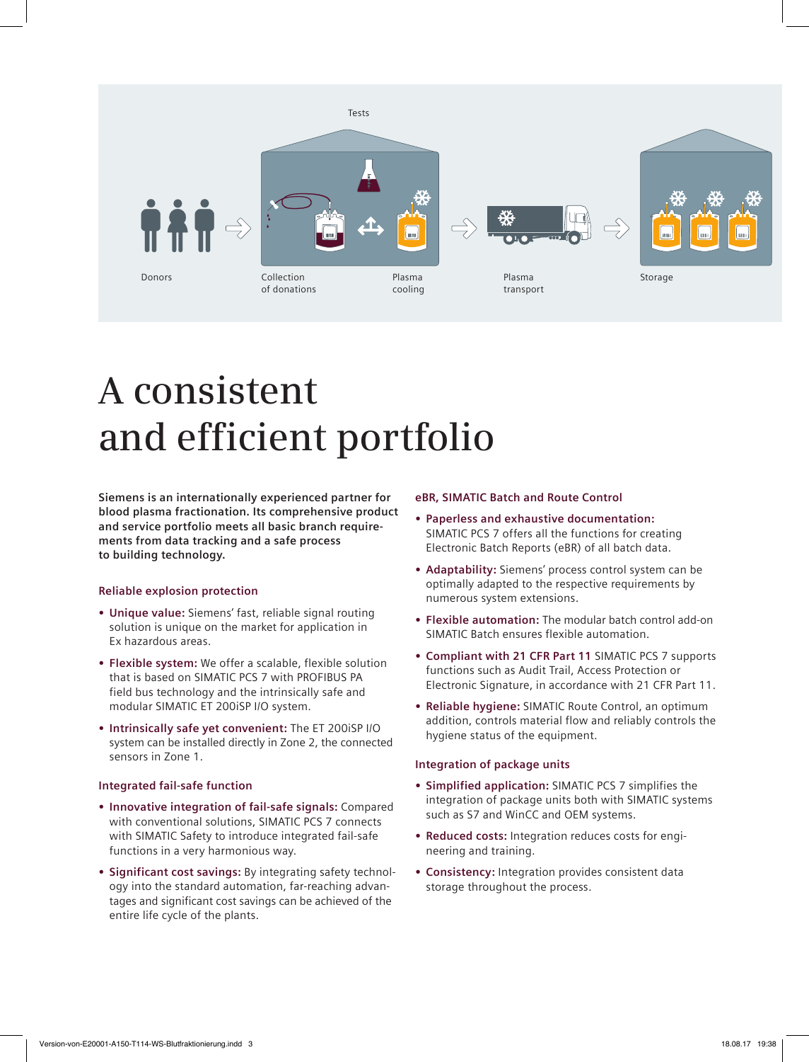Tests

Donors

Collection of donations

Plasma cooling

Plasma transport

Storage

# A consistent and efficient portfolio

**Siemens is an internationally experienced partner for blood plasma fractionation. Its comprehensive product and service portfolio meets all basic branch requirements from data tracking and a safe process to building technology.**

### Reliable explosion protection

- **Unique value:** Siemens' fast, reliable signal routing solution is unique on the market for application in Ex hazardous areas.
- **Flexible system:** We offer a scalable, flexible solution that is based on SIMATIC PCS 7 with PROFIBUS PA field bus technology and the intrinsically safe and modular SIMATIC ET 200iSP I/O system.
- **Intrinsically safe yet convenient:** The ET 200iSP I/O system can be installed directly in Zone 2, the connected sensors in Zone 1.

### Integrated fail-safe function

- **Innovative integration of fail-safe signals:** Compared with conventional solutions, SIMATIC PCS 7 connects with SIMATIC Safety to introduce integrated fail-safe functions in a very harmonious way.
- **Significant cost savings:** By integrating safety technology into the standard automation, far-reaching advantages and significant cost savings can be achieved of the entire life cycle of the plants.

### eBR, SIMATIC Batch and Route Control

- **Paperless and exhaustive documentation:** SIMATIC PCS 7 offers all the functions for creating Electronic Batch Reports (eBR) of all batch data.
- **Adaptability:** Siemens' process control system can be optimally adapted to the respective requirements by numerous system extensions.
- **Flexible automation:** The modular batch control add-on SIMATIC Batch ensures flexible automation.
- **Compliant with 21 CFR Part 11** SIMATIC PCS 7 supports functions such as Audit Trail, Access Protection or Electronic Signature, in accordance with 21 CFR Part 11.
- **Reliable hygiene:** SIMATIC Route Control, an optimum addition, controls material flow and reliably controls the hygiene status of the equipment.

### Integration of package units

- **Simplified application:** SIMATIC PCS 7 simplifies the integration of package units both with SIMATIC systems such as S7 and WinCC and OEM systems.
- **Reduced costs:** Integration reduces costs for engineering and training.
- **Consistency:** Integration provides consistent data storage throughout the process.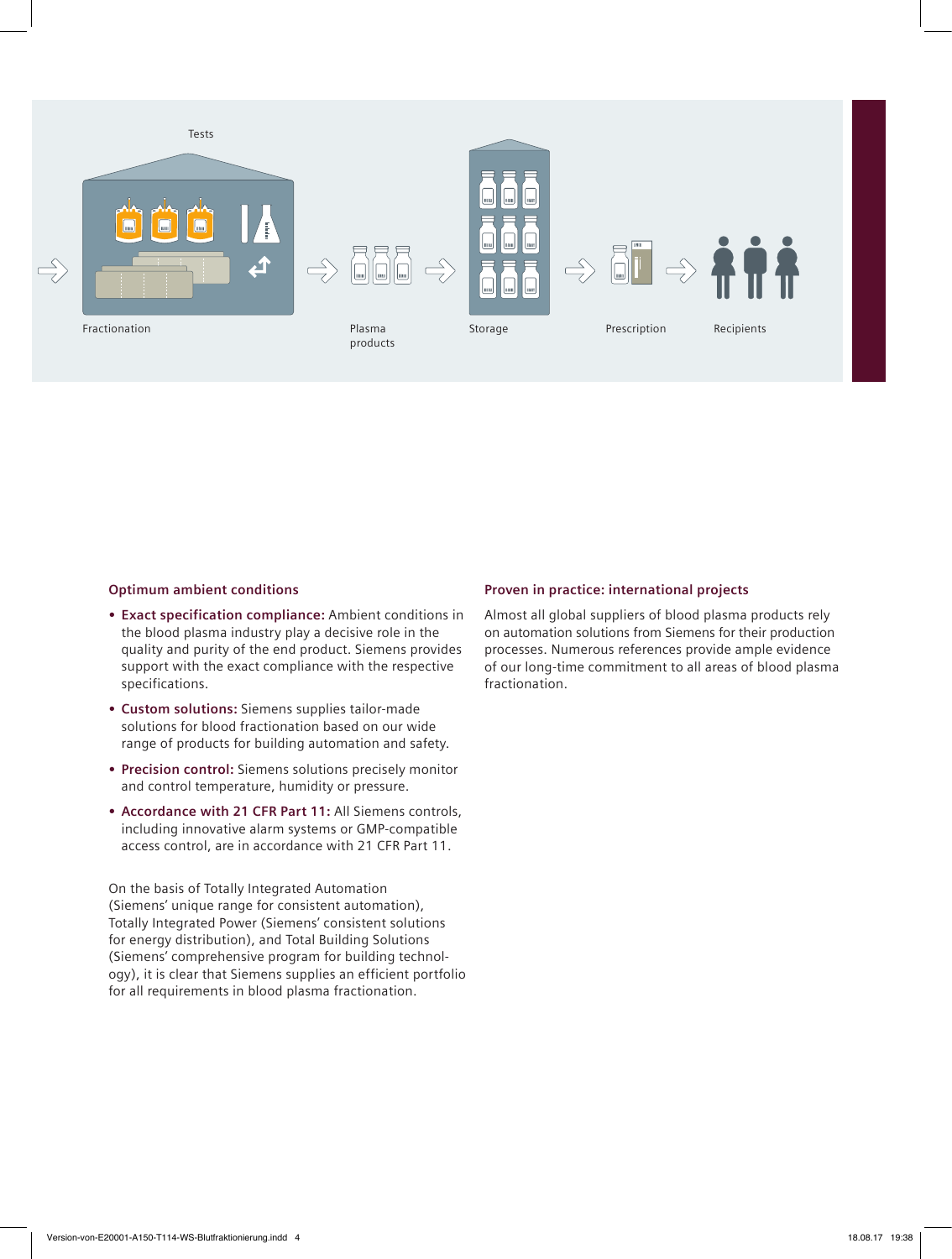Tests

Fractionation

Plasma products

Storage

Prescription

Recipients

### Optimum ambient conditions

- **Exact specification compliance:** Ambient conditions in the blood plasma industry play a decisive role in the quality and purity of the end product. Siemens provides support with the exact compliance with the respective specifications.
- **Custom solutions:** Siemens supplies tailor-made solutions for blood fractionation based on our wide range of products for building automation and safety.
- **Precision control:** Siemens solutions precisely monitor and control temperature, humidity or pressure.
- **Accordance with 21 CFR Part 11:** All Siemens controls, including innovative alarm systems or GMP-compatible access control, are in accordance with 21 CFR Part 11.

On the basis of Totally Integrated Automation (Siemens' unique range for consistent automation), Totally Integrated Power (Siemens' consistent solutions for energy distribution), and Total Building Solutions (Siemens' comprehensive program for building technology), it is clear that Siemens supplies an efficient portfolio for all requirements in blood plasma fractionation.

### Proven in practice: international projects

Almost all global suppliers of blood plasma products rely on automation solutions from Siemens for their production processes. Numerous references provide ample evidence of our long-time commitment to all areas of blood plasma fractionation.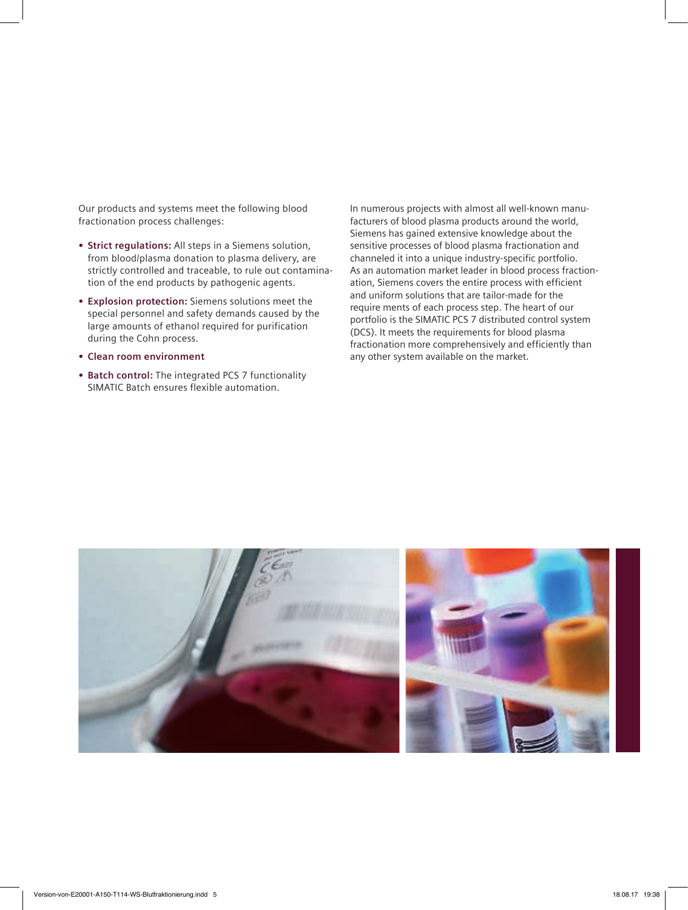Our products and systems meet the following blood fractionation process challenges:

- **Strict regulations:** All steps in a Siemens solution, from blood/plasma donation to plasma delivery, are strictly controlled and traceable, to rule out contamination of the end products by pathogenic agents.
- **Explosion protection:** Siemens solutions meet the special personnel and safety demands caused by the large amounts of ethanol required for purification during the Cohn process.
- **Clean room environment**
- **Batch control:** The integrated PCS 7 functionality SIMATIC Batch ensures flexible automation.

In numerous projects with almost all well-known manufacturers of blood plasma products around the world, Siemens has gained extensive knowledge about the sensitive processes of blood plasma fractionation and channeled it into a unique industry-specific portfolio. As an automation market leader in blood process fractionation, Siemens covers the entire process with efficient and uniform solutions that are tailor-made for the require ments of each process step. The heart of our portfolio is the SIMATIC PCS 7 distributed control system (DCS). It meets the requirements for blood plasma fractionation more comprehensively and efficiently than any other system available on the market.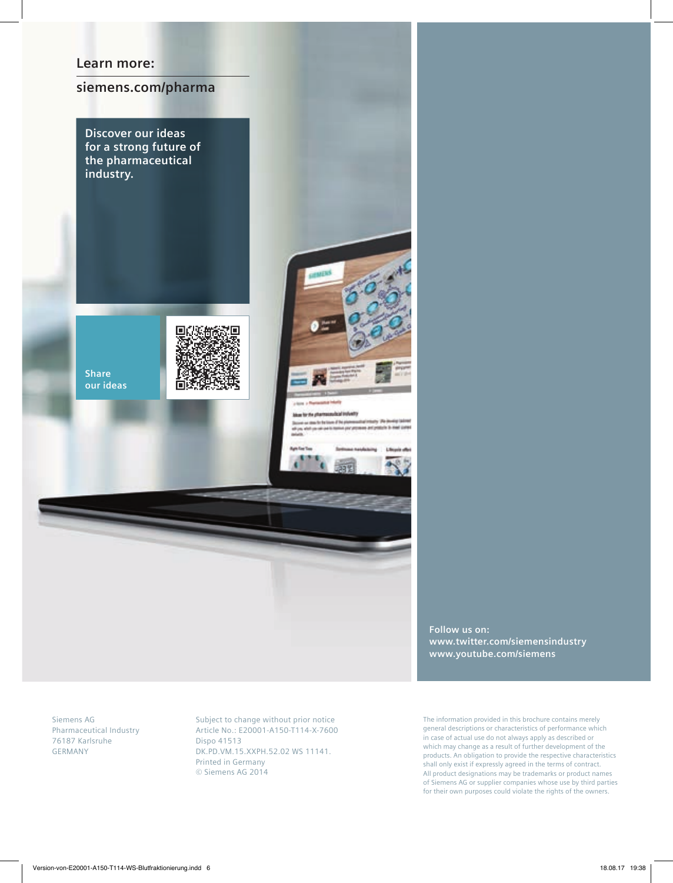**Learn more:**

**siemens.com/pharma**

**Discover our ideas for a strong future of the pharmaceutical industry.**

**Share our ideas**

**Follow us on:**
**www.twitter.com/siemensindustry**
**www.youtube.com/siemens**

Siemens AG
Pharmaceutical Industry
76187 Karlsruhe
GERMANY

Subject to change without prior notice
Article No.: E20001-A150-T114-X-7600
Dispo 41513
DK.PD.VM.15.XXPH.52.02 WS 11141.
Printed in Germany
© Siemens AG 2014

The information provided in this brochure contains merely general descriptions or characteristics of performance which in case of actual use do not always apply as described or which may change as a result of further development of the products. An obligation to provide the respective characteristics shall only exist if expressly agreed in the terms of contract. All product designations may be trademarks or product names of Siemens AG or supplier companies whose use by third parties for their own purposes could violate the rights of the owners.